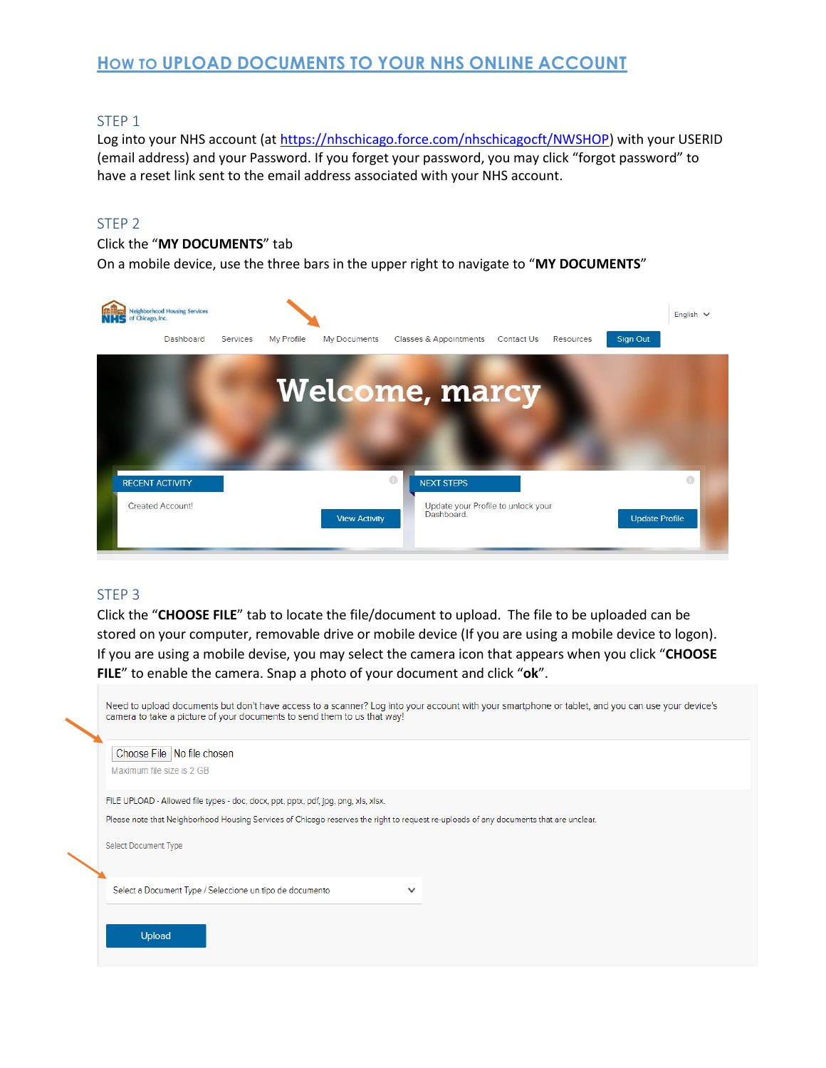# HOW TO UPLOAD DOCUMENTS TO YOUR NHS ONLINE ACCOUNT

## STEP 1

Log into your NHS account (at https://nhschicago.force.com/nhschicagocft/NWSHOP) with your USERID (email address) and your Password. If you forget your password, you may click "forgot password" to have a reset link sent to the email address associated with your NHS account.

## STEP 2

Click the "**MY DOCUMENTS**" tab
On a mobile device, use the three bars in the upper right to navigate to "**MY DOCUMENTS**"

## STEP 3

Click the "**CHOOSE FILE**" tab to locate the file/document to upload. The file to be uploaded can be stored on your computer, removable drive or mobile device (If you are using a mobile device to logon). If you are using a mobile devise, you may select the camera icon that appears when you click "**CHOOSE FILE**" to enable the camera. Snap a photo of your document and click "**ok**".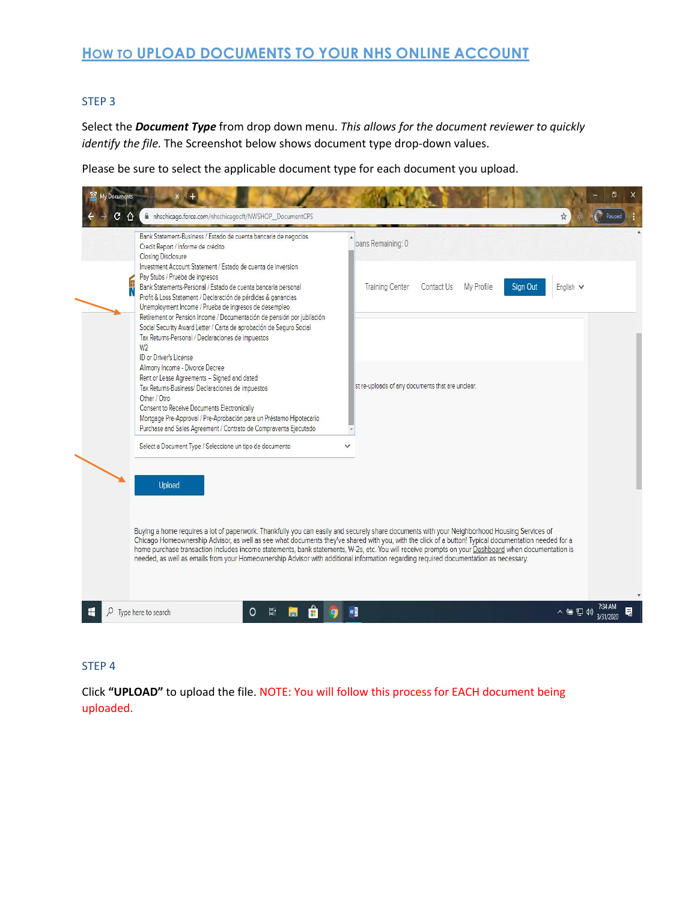## STEP 3

Select the ***Document Type*** from drop down menu. *This allows for the document reviewer to quickly identify the file.* The Screenshot below shows document type drop-down values.

Please be sure to select the applicable document type for each document you upload.

## STEP 4

Click **"UPLOAD"** to upload the file. NOTE: You will follow this process for EACH document being uploaded.